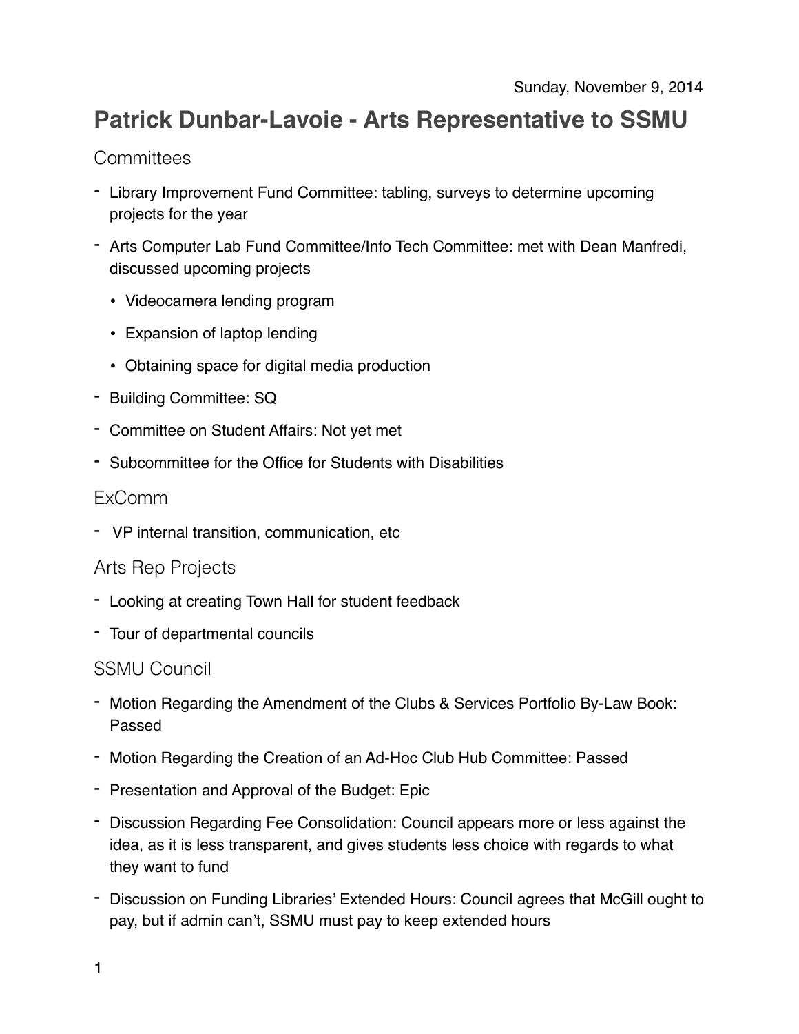Sunday, November 9, 2014

# Patrick Dunbar-Lavoie - Arts Representative to SSMU

## Committees

- Library Improvement Fund Committee: tabling, surveys to determine upcoming projects for the year
- Arts Computer Lab Fund Committee/Info Tech Committee: met with Dean Manfredi, discussed upcoming projects
  - Videocamera lending program
  - Expansion of laptop lending
  - Obtaining space for digital media production
- Building Committee: SQ
- Committee on Student Affairs: Not yet met
- Subcommittee for the Office for Students with Disabilities

## ExComm

- VP internal transition, communication, etc

## Arts Rep Projects

- Looking at creating Town Hall for student feedback
- Tour of departmental councils

## SSMU Council

- Motion Regarding the Amendment of the Clubs & Services Portfolio By-Law Book: Passed
- Motion Regarding the Creation of an Ad-Hoc Club Hub Committee: Passed
- Presentation and Approval of the Budget: Epic
- Discussion Regarding Fee Consolidation: Council appears more or less against the idea, as it is less transparent, and gives students less choice with regards to what they want to fund
- Discussion on Funding Libraries' Extended Hours: Council agrees that McGill ought to pay, but if admin can't, SSMU must pay to keep extended hours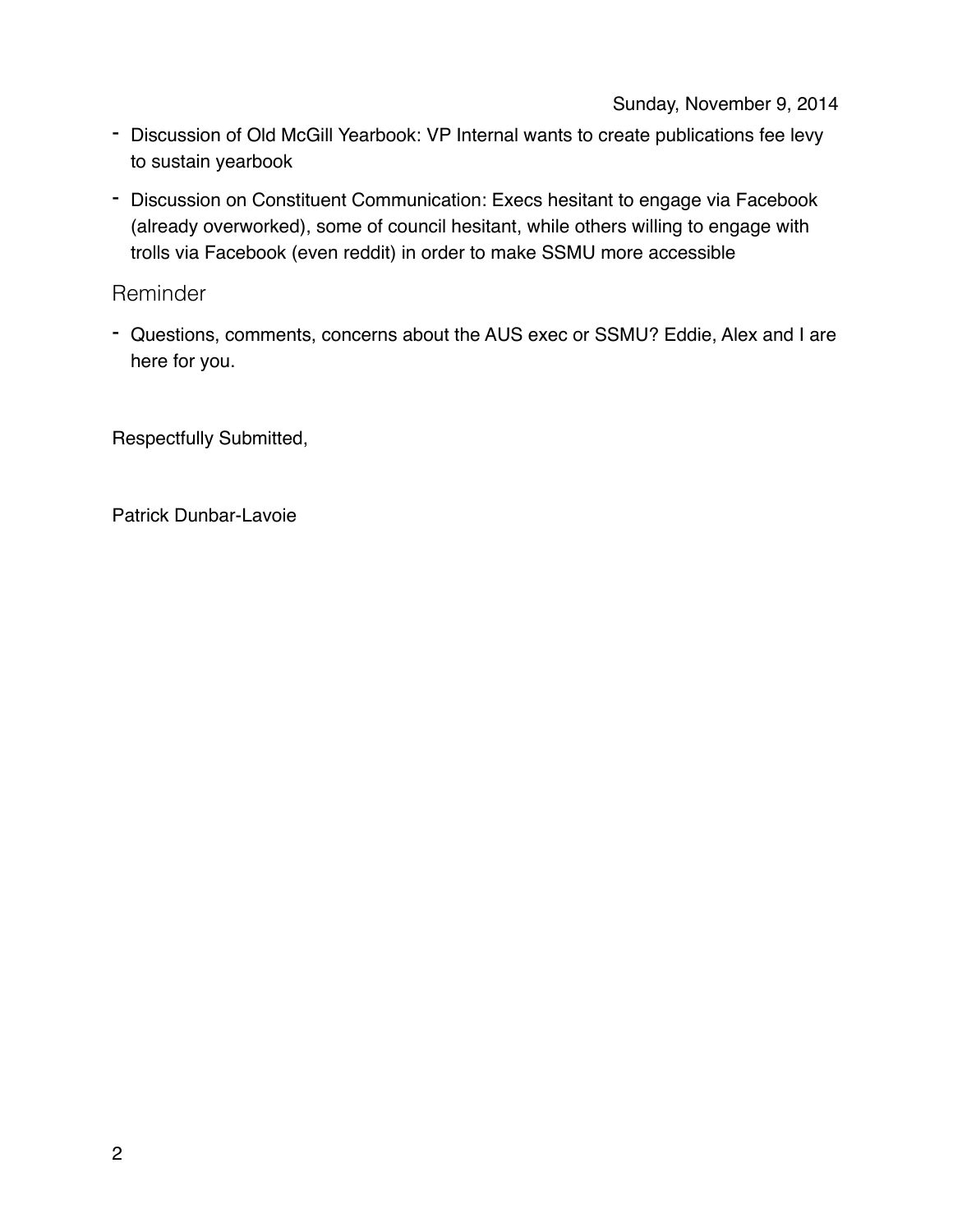- Discussion of Old McGill Yearbook: VP Internal wants to create publications fee levy to sustain yearbook
- Discussion on Constituent Communication: Execs hesitant to engage via Facebook (already overworked), some of council hesitant, while others willing to engage with trolls via Facebook (even reddit) in order to make SSMU more accessible

## Reminder

- Questions, comments, concerns about the AUS exec or SSMU? Eddie, Alex and I are here for you.

Respectfully Submitted,

Patrick Dunbar-Lavoie